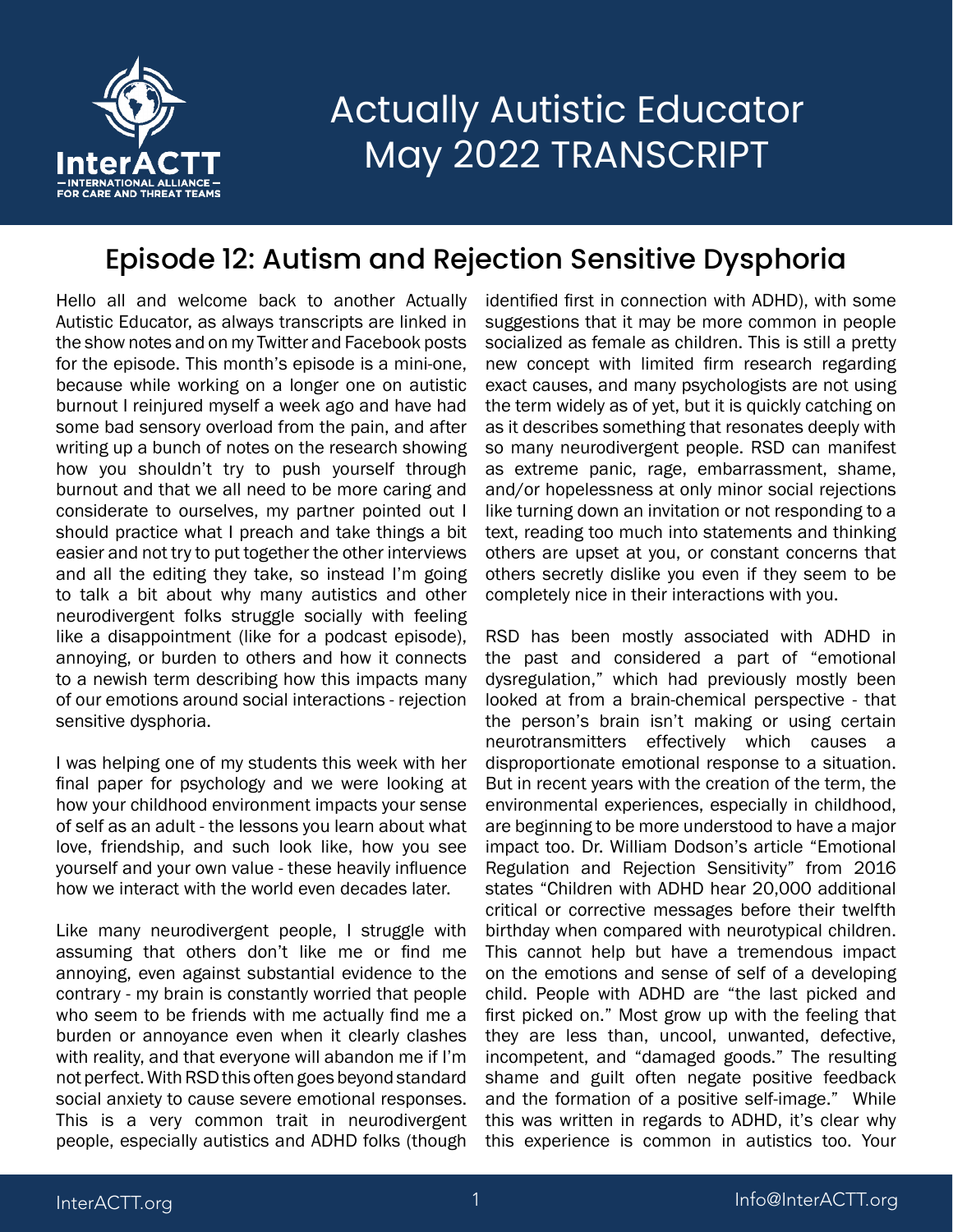# Actually Autistic Educator
# May 2022 TRANSCRIPT

## Episode 12: Autism and Rejection Sensitive Dysphoria

Hello all and welcome back to another Actually Autistic Educator, as always transcripts are linked in the show notes and on my Twitter and Facebook posts for the episode. This month's episode is a mini-one, because while working on a longer one on autistic burnout I reinjured myself a week ago and have had some bad sensory overload from the pain, and after writing up a bunch of notes on the research showing how you shouldn't try to push yourself through burnout and that we all need to be more caring and considerate to ourselves, my partner pointed out I should practice what I preach and take things a bit easier and not try to put together the other interviews and all the editing they take, so instead I'm going to talk a bit about why many autistics and other neurodivergent folks struggle socially with feeling like a disappointment (like for a podcast episode), annoying, or burden to others and how it connects to a newish term describing how this impacts many of our emotions around social interactions - rejection sensitive dysphoria.

I was helping one of my students this week with her final paper for psychology and we were looking at how your childhood environment impacts your sense of self as an adult - the lessons you learn about what love, friendship, and such look like, how you see yourself and your own value - these heavily influence how we interact with the world even decades later.

Like many neurodivergent people, I struggle with assuming that others don't like me or find me annoying, even against substantial evidence to the contrary - my brain is constantly worried that people who seem to be friends with me actually find me a burden or annoyance even when it clearly clashes with reality, and that everyone will abandon me if I'm not perfect. With RSD this often goes beyond standard social anxiety to cause severe emotional responses. This is a very common trait in neurodivergent people, especially autistics and ADHD folks (though identified first in connection with ADHD), with some suggestions that it may be more common in people socialized as female as children. This is still a pretty new concept with limited firm research regarding exact causes, and many psychologists are not using the term widely as of yet, but it is quickly catching on as it describes something that resonates deeply with so many neurodivergent people. RSD can manifest as extreme panic, rage, embarrassment, shame, and/or hopelessness at only minor social rejections like turning down an invitation or not responding to a text, reading too much into statements and thinking others are upset at you, or constant concerns that others secretly dislike you even if they seem to be completely nice in their interactions with you.

RSD has been mostly associated with ADHD in the past and considered a part of "emotional dysregulation," which had previously mostly been looked at from a brain-chemical perspective - that the person's brain isn't making or using certain neurotransmitters effectively which causes a disproportionate emotional response to a situation. But in recent years with the creation of the term, the environmental experiences, especially in childhood, are beginning to be more understood to have a major impact too. Dr. William Dodson's article "Emotional Regulation and Rejection Sensitivity" from 2016 states "Children with ADHD hear 20,000 additional critical or corrective messages before their twelfth birthday when compared with neurotypical children. This cannot help but have a tremendous impact on the emotions and sense of self of a developing child. People with ADHD are "the last picked and first picked on." Most grow up with the feeling that they are less than, uncool, unwanted, defective, incompetent, and "damaged goods." The resulting shame and guilt often negate positive feedback and the formation of a positive self-image." While this was written in regards to ADHD, it's clear why this experience is common in autistics too. Your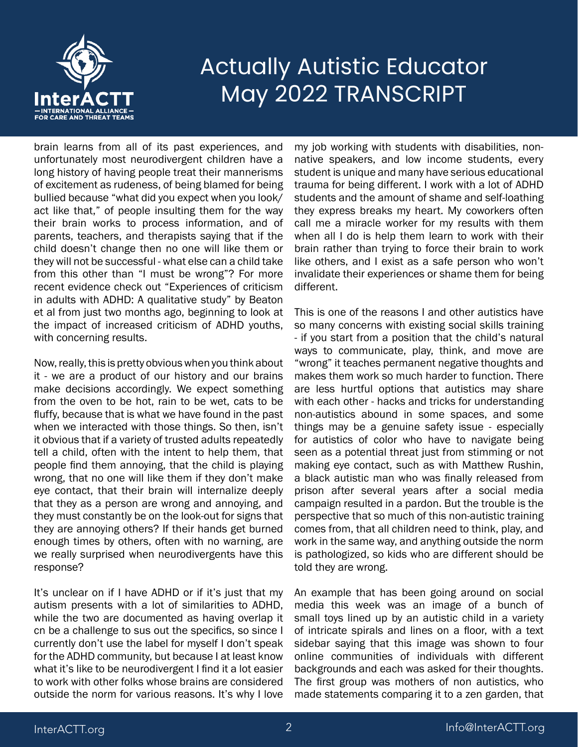brain learns from all of its past experiences, and unfortunately most neurodivergent children have a long history of having people treat their mannerisms of excitement as rudeness, of being blamed for being bullied because "what did you expect when you look/act like that," of people insulting them for the way their brain works to process information, and of parents, teachers, and therapists saying that if the child doesn't change then no one will like them or they will not be successful - what else can a child take from this other than "I must be wrong"? For more recent evidence check out "Experiences of criticism in adults with ADHD: A qualitative study" by Beaton et al from just two months ago, beginning to look at the impact of increased criticism of ADHD youths, with concerning results.

Now, really, this is pretty obvious when you think about it - we are a product of our history and our brains make decisions accordingly. We expect something from the oven to be hot, rain to be wet, cats to be fluffy, because that is what we have found in the past when we interacted with those things. So then, isn't it obvious that if a variety of trusted adults repeatedly tell a child, often with the intent to help them, that people find them annoying, that the child is playing wrong, that no one will like them if they don't make eye contact, that their brain will internalize deeply that they as a person are wrong and annoying, and they must constantly be on the look-out for signs that they are annoying others? If their hands get burned enough times by others, often with no warning, are we really surprised when neurodivergents have this response?

It's unclear on if I have ADHD or if it's just that my autism presents with a lot of similarities to ADHD, while the two are documented as having overlap it cn be a challenge to sus out the specifics, so since I currently don't use the label for myself I don't speak for the ADHD community, but because I at least know what it's like to be neurodivergent I find it a lot easier to work with other folks whose brains are considered outside the norm for various reasons. It's why I love my job working with students with disabilities, non-native speakers, and low income students, every student is unique and many have serious educational trauma for being different. I work with a lot of ADHD students and the amount of shame and self-loathing they express breaks my heart. My coworkers often call me a miracle worker for my results with them when all I do is help them learn to work with their brain rather than trying to force their brain to work like others, and I exist as a safe person who won't invalidate their experiences or shame them for being different.

This is one of the reasons I and other autistics have so many concerns with existing social skills training - if you start from a position that the child's natural ways to communicate, play, think, and move are "wrong" it teaches permanent negative thoughts and makes them work so much harder to function. There are less hurtful options that autistics may share with each other - hacks and tricks for understanding non-autistics abound in some spaces, and some things may be a genuine safety issue - especially for autistics of color who have to navigate being seen as a potential threat just from stimming or not making eye contact, such as with Matthew Rushin, a black autistic man who was finally released from prison after several years after a social media campaign resulted in a pardon. But the trouble is the perspective that so much of this non-autistic training comes from, that all children need to think, play, and work in the same way, and anything outside the norm is pathologized, so kids who are different should be told they are wrong.

An example that has been going around on social media this week was an image of a bunch of small toys lined up by an autistic child in a variety of intricate spirals and lines on a floor, with a text sidebar saying that this image was shown to four online communities of individuals with different backgrounds and each was asked for their thoughts. The first group was mothers of non autistics, who made statements comparing it to a zen garden, that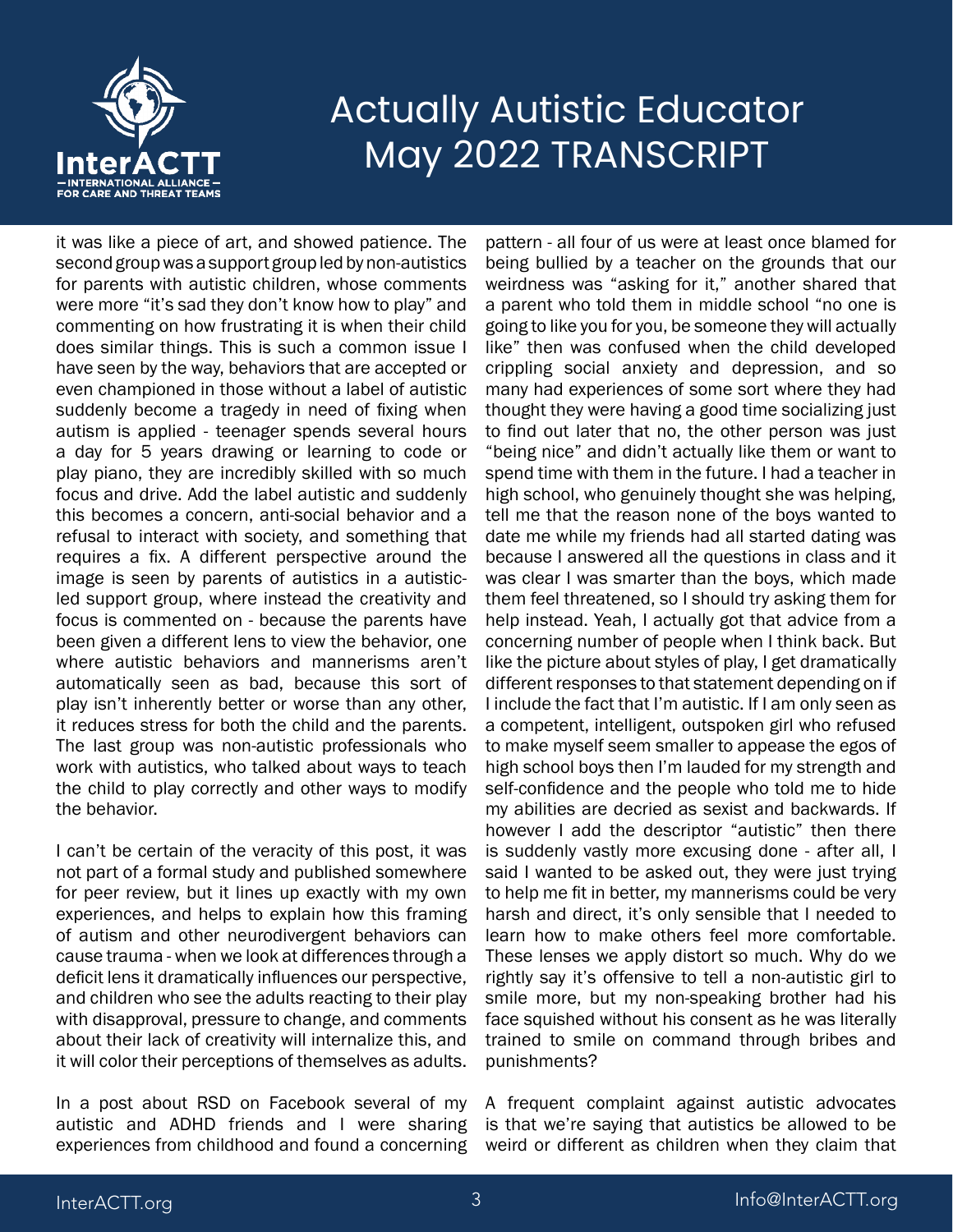it was like a piece of art, and showed patience. The second group was a support group led by non-autistics for parents with autistic children, whose comments were more "it's sad they don't know how to play" and commenting on how frustrating it is when their child does similar things. This is such a common issue I have seen by the way, behaviors that are accepted or even championed in those without a label of autistic suddenly become a tragedy in need of fixing when autism is applied - teenager spends several hours a day for 5 years drawing or learning to code or play piano, they are incredibly skilled with so much focus and drive. Add the label autistic and suddenly this becomes a concern, anti-social behavior and a refusal to interact with society, and something that requires a fix. A different perspective around the image is seen by parents of autistics in a autistic-led support group, where instead the creativity and focus is commented on - because the parents have been given a different lens to view the behavior, one where autistic behaviors and mannerisms aren't automatically seen as bad, because this sort of play isn't inherently better or worse than any other, it reduces stress for both the child and the parents. The last group was non-autistic professionals who work with autistics, who talked about ways to teach the child to play correctly and other ways to modify the behavior.

I can't be certain of the veracity of this post, it was not part of a formal study and published somewhere for peer review, but it lines up exactly with my own experiences, and helps to explain how this framing of autism and other neurodivergent behaviors can cause trauma - when we look at differences through a deficit lens it dramatically influences our perspective, and children who see the adults reacting to their play with disapproval, pressure to change, and comments about their lack of creativity will internalize this, and it will color their perceptions of themselves as adults.

In a post about RSD on Facebook several of my autistic and ADHD friends and I were sharing experiences from childhood and found a concerning pattern - all four of us were at least once blamed for being bullied by a teacher on the grounds that our weirdness was "asking for it," another shared that a parent who told them in middle school "no one is going to like you for you, be someone they will actually like" then was confused when the child developed crippling social anxiety and depression, and so many had experiences of some sort where they had thought they were having a good time socializing just to find out later that no, the other person was just "being nice" and didn't actually like them or want to spend time with them in the future. I had a teacher in high school, who genuinely thought she was helping, tell me that the reason none of the boys wanted to date me while my friends had all started dating was because I answered all the questions in class and it was clear I was smarter than the boys, which made them feel threatened, so I should try asking them for help instead. Yeah, I actually got that advice from a concerning number of people when I think back. But like the picture about styles of play, I get dramatically different responses to that statement depending on if I include the fact that I'm autistic. If I am only seen as a competent, intelligent, outspoken girl who refused to make myself seem smaller to appease the egos of high school boys then I'm lauded for my strength and self-confidence and the people who told me to hide my abilities are decried as sexist and backwards. If however I add the descriptor "autistic" then there is suddenly vastly more excusing done - after all, I said I wanted to be asked out, they were just trying to help me fit in better, my mannerisms could be very harsh and direct, it's only sensible that I needed to learn how to make others feel more comfortable. These lenses we apply distort so much. Why do we rightly say it's offensive to tell a non-autistic girl to smile more, but my non-speaking brother had his face squished without his consent as he was literally trained to smile on command through bribes and punishments?

A frequent complaint against autistic advocates is that we're saying that autistics be allowed to be weird or different as children when they claim that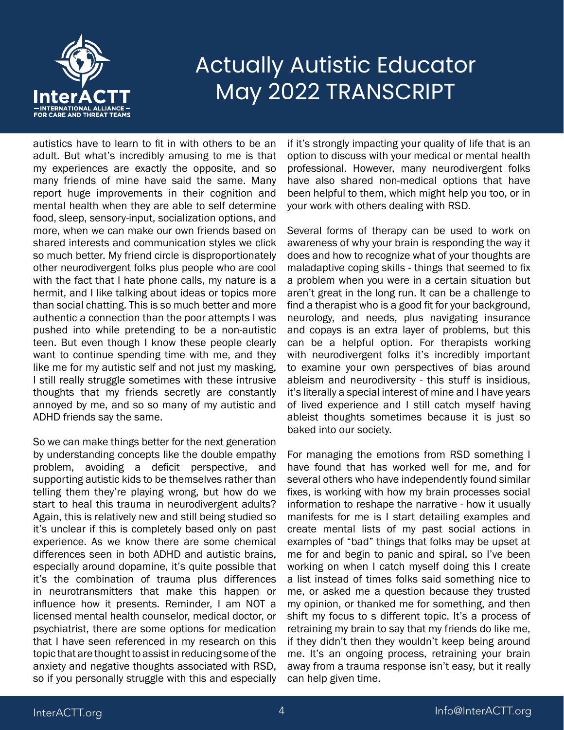autistics have to learn to fit in with others to be an adult. But what's incredibly amusing to me is that my experiences are exactly the opposite, and so many friends of mine have said the same. Many report huge improvements in their cognition and mental health when they are able to self determine food, sleep, sensory-input, socialization options, and more, when we can make our own friends based on shared interests and communication styles we click so much better. My friend circle is disproportionately other neurodivergent folks plus people who are cool with the fact that I hate phone calls, my nature is a hermit, and I like talking about ideas or topics more than social chatting. This is so much better and more authentic a connection than the poor attempts I was pushed into while pretending to be a non-autistic teen. But even though I know these people clearly want to continue spending time with me, and they like me for my autistic self and not just my masking, I still really struggle sometimes with these intrusive thoughts that my friends secretly are constantly annoyed by me, and so so many of my autistic and ADHD friends say the same.

So we can make things better for the next generation by understanding concepts like the double empathy problem, avoiding a deficit perspective, and supporting autistic kids to be themselves rather than telling them they're playing wrong, but how do we start to heal this trauma in neurodivergent adults? Again, this is relatively new and still being studied so it's unclear if this is completely based only on past experience. As we know there are some chemical differences seen in both ADHD and autistic brains, especially around dopamine, it's quite possible that it's the combination of trauma plus differences in neurotransmitters that make this happen or influence how it presents. Reminder, I am NOT a licensed mental health counselor, medical doctor, or psychiatrist, there are some options for medication that I have seen referenced in my research on this topic that are thought to assist in reducing some of the anxiety and negative thoughts associated with RSD, so if you personally struggle with this and especially if it's strongly impacting your quality of life that is an option to discuss with your medical or mental health professional. However, many neurodivergent folks have also shared non-medical options that have been helpful to them, which might help you too, or in your work with others dealing with RSD.

Several forms of therapy can be used to work on awareness of why your brain is responding the way it does and how to recognize what of your thoughts are maladaptive coping skills - things that seemed to fix a problem when you were in a certain situation but aren't great in the long run. It can be a challenge to find a therapist who is a good fit for your background, neurology, and needs, plus navigating insurance and copays is an extra layer of problems, but this can be a helpful option. For therapists working with neurodivergent folks it's incredibly important to examine your own perspectives of bias around ableism and neurodiversity - this stuff is insidious, it's literally a special interest of mine and I have years of lived experience and I still catch myself having ableist thoughts sometimes because it is just so baked into our society.

For managing the emotions from RSD something I have found that has worked well for me, and for several others who have independently found similar fixes, is working with how my brain processes social information to reshape the narrative - how it usually manifests for me is I start detailing examples and create mental lists of my past social actions in examples of "bad" things that folks may be upset at me for and begin to panic and spiral, so I've been working on when I catch myself doing this I create a list instead of times folks said something nice to me, or asked me a question because they trusted my opinion, or thanked me for something, and then shift my focus to s different topic. It's a process of retraining my brain to say that my friends do like me, if they didn't then they wouldn't keep being around me. It's an ongoing process, retraining your brain away from a trauma response isn't easy, but it really can help given time.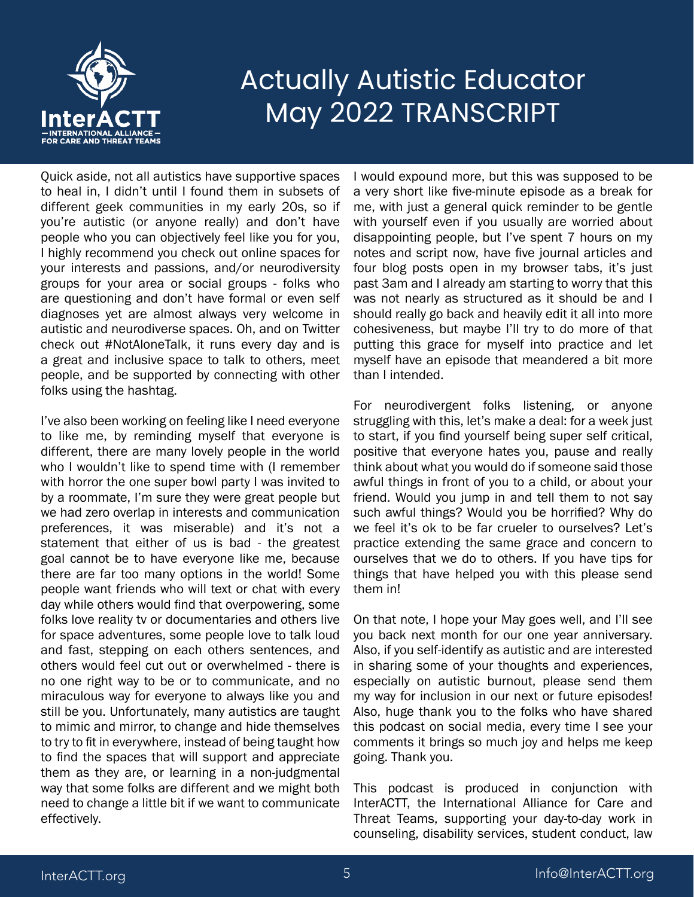Quick aside, not all autistics have supportive spaces to heal in, I didn't until I found them in subsets of different geek communities in my early 20s, so if you're autistic (or anyone really) and don't have people who you can objectively feel like you for you, I highly recommend you check out online spaces for your interests and passions, and/or neurodiversity groups for your area or social groups - folks who are questioning and don't have formal or even self diagnoses yet are almost always very welcome in autistic and neurodiverse spaces. Oh, and on Twitter check out #NotAloneTalk, it runs every day and is a great and inclusive space to talk to others, meet people, and be supported by connecting with other folks using the hashtag.

I've also been working on feeling like I need everyone to like me, by reminding myself that everyone is different, there are many lovely people in the world who I wouldn't like to spend time with (I remember with horror the one super bowl party I was invited to by a roommate, I'm sure they were great people but we had zero overlap in interests and communication preferences, it was miserable) and it's not a statement that either of us is bad - the greatest goal cannot be to have everyone like me, because there are far too many options in the world! Some people want friends who will text or chat with every day while others would find that overpowering, some folks love reality tv or documentaries and others live for space adventures, some people love to talk loud and fast, stepping on each others sentences, and others would feel cut out or overwhelmed - there is no one right way to be or to communicate, and no miraculous way for everyone to always like you and still be you. Unfortunately, many autistics are taught to mimic and mirror, to change and hide themselves to try to fit in everywhere, instead of being taught how to find the spaces that will support and appreciate them as they are, or learning in a non-judgmental way that some folks are different and we might both need to change a little bit if we want to communicate effectively.

I would expound more, but this was supposed to be a very short like five-minute episode as a break for me, with just a general quick reminder to be gentle with yourself even if you usually are worried about disappointing people, but I've spent 7 hours on my notes and script now, have five journal articles and four blog posts open in my browser tabs, it's just past 3am and I already am starting to worry that this was not nearly as structured as it should be and I should really go back and heavily edit it all into more cohesiveness, but maybe I'll try to do more of that putting this grace for myself into practice and let myself have an episode that meandered a bit more than I intended.

For neurodivergent folks listening, or anyone struggling with this, let's make a deal: for a week just to start, if you find yourself being super self critical, positive that everyone hates you, pause and really think about what you would do if someone said those awful things in front of you to a child, or about your friend. Would you jump in and tell them to not say such awful things? Would you be horrified? Why do we feel it's ok to be far crueler to ourselves? Let's practice extending the same grace and concern to ourselves that we do to others. If you have tips for things that have helped you with this please send them in!

On that note, I hope your May goes well, and I'll see you back next month for our one year anniversary. Also, if you self-identify as autistic and are interested in sharing some of your thoughts and experiences, especially on autistic burnout, please send them my way for inclusion in our next or future episodes! Also, huge thank you to the folks who have shared this podcast on social media, every time I see your comments it brings so much joy and helps me keep going. Thank you.

This podcast is produced in conjunction with InterACTT, the International Alliance for Care and Threat Teams, supporting your day-to-day work in counseling, disability services, student conduct, law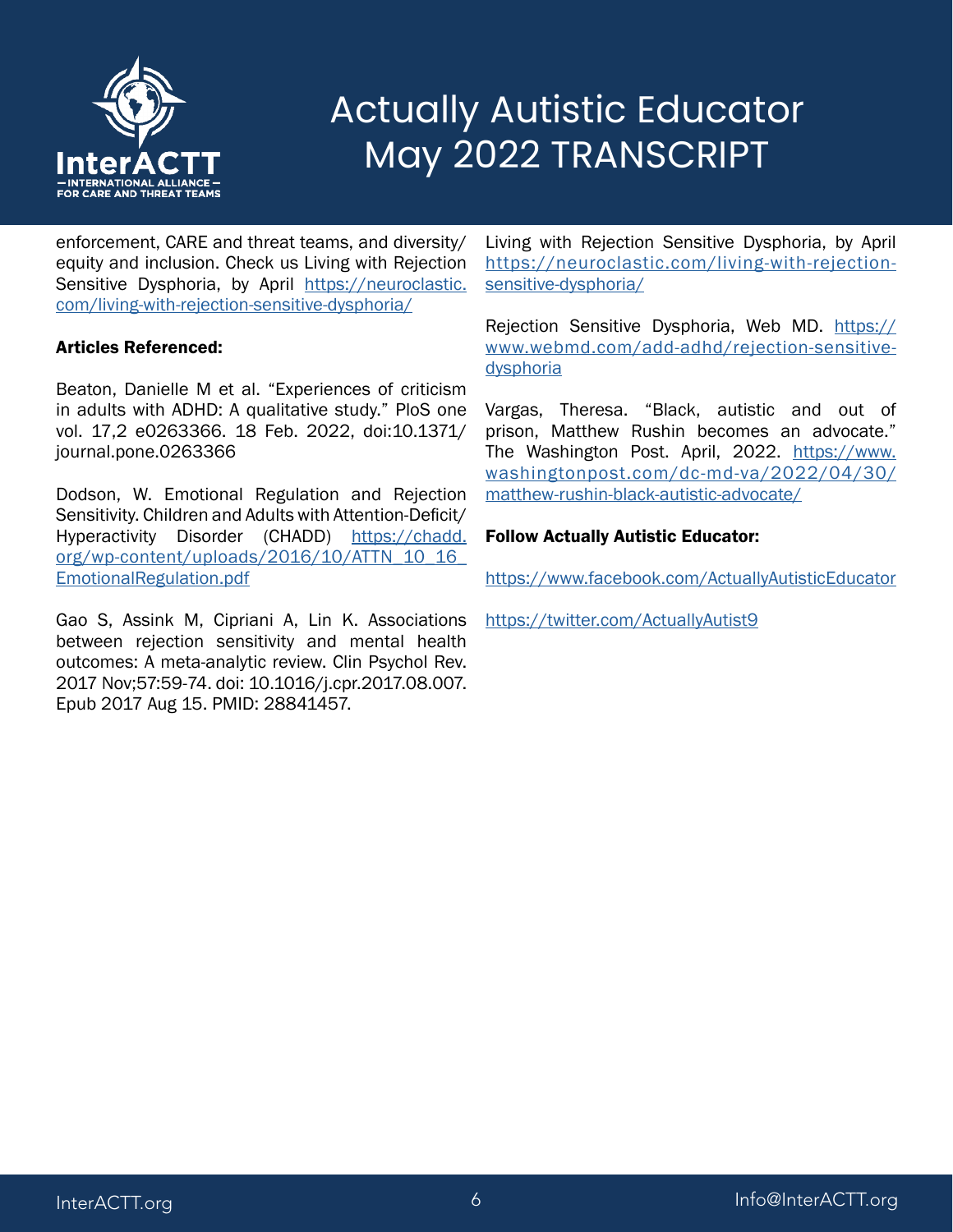enforcement, CARE and threat teams, and diversity/ equity and inclusion. Check us Living with Rejection Sensitive Dysphoria, by April https://neuroclastic.com/living-with-rejection-sensitive-dysphoria/

**Articles Referenced:**

Beaton, Danielle M et al. "Experiences of criticism in adults with ADHD: A qualitative study." PloS one vol. 17,2 e0263366. 18 Feb. 2022, doi:10.1371/journal.pone.0263366

Dodson, W. Emotional Regulation and Rejection Sensitivity. Children and Adults with Attention-Deficit/ Hyperactivity Disorder (CHADD) https://chadd.org/wp-content/uploads/2016/10/ATTN_10_16_EmotionalRegulation.pdf

Gao S, Assink M, Cipriani A, Lin K. Associations between rejection sensitivity and mental health outcomes: A meta-analytic review. Clin Psychol Rev. 2017 Nov;57:59-74. doi: 10.1016/j.cpr.2017.08.007. Epub 2017 Aug 15. PMID: 28841457.

Living with Rejection Sensitive Dysphoria, by April https://neuroclastic.com/living-with-rejection-sensitive-dysphoria/

Rejection Sensitive Dysphoria, Web MD. https://www.webmd.com/add-adhd/rejection-sensitive-dysphoria

Vargas, Theresa. "Black, autistic and out of prison, Matthew Rushin becomes an advocate." The Washington Post. April, 2022. https://www.washingtonpost.com/dc-md-va/2022/04/30/matthew-rushin-black-autistic-advocate/

**Follow Actually Autistic Educator:**

https://www.facebook.com/ActuallyAutisticEducator

https://twitter.com/ActuallyAutist9